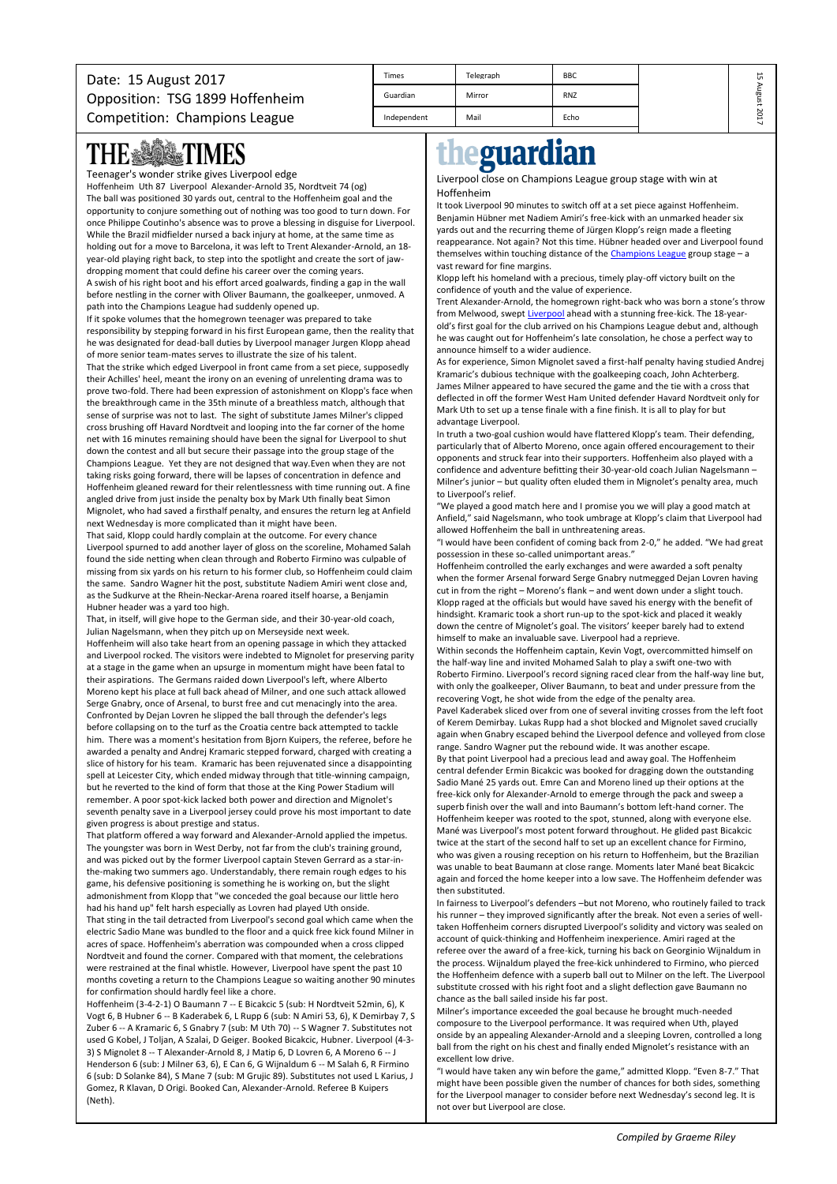Date: 15 August 2017
Opposition: TSG 1899 Hoffenheim
Competition: Champions League

| Times | Telegraph | BBC |
| --- | --- | --- |
| Guardian | Mirror | RNZ |
| Independent | Mail | Echo |

# THE TIMES

## Teenager's wonder strike gives Liverpool edge

Hoffenheim Uth 87 Liverpool Alexander-Arnold 35, Nordtveit 74 (og)

The ball was positioned 30 yards out, central to the Hoffenheim goal and the opportunity to conjure something out of nothing was too good to turn down. For once Philippe Coutinho's absence was to prove a blessing in disguise for Liverpool. While the Brazil midfielder nursed a back injury at home, at the same time as holding out for a move to Barcelona, it was left to Trent Alexander-Arnold, an 18-year-old playing right back, to step into the spotlight and create the sort of jaw-dropping moment that could define his career over the coming years.

A swish of his right boot and his effort arced goalwards, finding a gap in the wall before nestling in the corner with Oliver Baumann, the goalkeeper, unmoved. A path into the Champions League had suddenly opened up.

If it spoke volumes that the homegrown teenager was prepared to take responsibility by stepping forward in his first European game, then the reality that he was designated for dead-ball duties by Liverpool manager Jurgen Klopp ahead of more senior team-mates serves to illustrate the size of his talent.

That the strike which edged Liverpool in front came from a set piece, supposedly their Achilles' heel, meant the irony on an evening of unrelenting drama was to prove two-fold. There had been expression of astonishment on Klopp's face when the breakthrough came in the 35th minute of a breathless match, although that sense of surprise was not to last. The sight of substitute James Milner's clipped cross brushing off Havard Nordtveit and looping into the far corner of the home net with 16 minutes remaining should have been the signal for Liverpool to shut down the contest and all but secure their passage into the group stage of the Champions League. Yet they are not designed that way.Even when they are not taking risks going forward, there will be lapses of concentration in defence and Hoffenheim gleaned reward for their relentlessness with time running out. A fine angled drive from just inside the penalty box by Mark Uth finally beat Simon Mignolet, who had saved a firsthalf penalty, and ensures the return leg at Anfield next Wednesday is more complicated than it might have been.

That said, Klopp could hardly complain at the outcome. For every chance Liverpool spurned to add another layer of gloss on the scoreline, Mohamed Salah found the side netting when clean through and Roberto Firmino was culpable of missing from six yards on his return to his former club, so Hoffenheim could claim the same. Sandro Wagner hit the post, substitute Nadiem Amiri went close and, as the Sudkurve at the Rhein-Neckar-Arena roared itself hoarse, a Benjamin Hubner header was a yard too high.

That, in itself, will give hope to the German side, and their 30-year-old coach, Julian Nagelsmann, when they pitch up on Merseyside next week.

Hoffenheim will also take heart from an opening passage in which they attacked and Liverpool rocked. The visitors were indebted to Mignolet for preserving parity at a stage in the game when an upsurge in momentum might have been fatal to their aspirations. The Germans raided down Liverpool's left, where Alberto Moreno kept his place at full back ahead of Milner, and one such attack allowed Serge Gnabry, once of Arsenal, to burst free and cut menacingly into the area. Confronted by Dejan Lovren he slipped the ball through the defender's legs before collapsing on to the turf as the Croatia centre back attempted to tackle him. There was a moment's hesitation from Bjorn Kuipers, the referee, before he awarded a penalty and Andrej Kramaric stepped forward, charged with creating a slice of history for his team. Kramaric has been rejuvenated since a disappointing spell at Leicester City, which ended midway through that title-winning campaign, but he reverted to the kind of form that those at the King Power Stadium will remember. A poor spot-kick lacked both power and direction and Mignolet's seventh penalty save in a Liverpool jersey could prove his most important to date given progress is about prestige and status.

That platform offered a way forward and Alexander-Arnold applied the impetus. The youngster was born in West Derby, not far from the club's training ground, and was picked out by the former Liverpool captain Steven Gerrard as a star-in-the-making two summers ago. Understandably, there remain rough edges to his game, his defensive positioning is something he is working on, but the slight admonishment from Klopp that "we conceded the goal because our little hero had his hand up" felt harsh especially as Lovren had played Uth onside.

That sting in the tail detracted from Liverpool's second goal which came when the electric Sadio Mane was bundled to the floor and a quick free kick found Milner in acres of space. Hoffenheim's aberration was compounded when a cross clipped Nordtveit and found the corner. Compared with that moment, the celebrations were restrained at the final whistle. However, Liverpool have spent the past 10 months coveting a return to the Champions League so waiting another 90 minutes for confirmation should hardly feel like a chore.

Hoffenheim (3-4-2-1) O Baumann 7 -- E Bicakcic 5 (sub: H Nordtveit 52min, 6), K Vogt 6, B Hubner 6 -- B Kaderabek 6, L Rupp 6 (sub: N Amiri 53, 6), K Demirbay 7, S Zuber 6 -- A Kramaric 6, S Gnabry 7 (sub: M Uth 70) -- S Wagner 7. Substitutes not used G Kobel, J Toljan, A Szalai, D Geiger. Booked Bicakcic, Hubner. Liverpool (4-3-3) S Mignolet 8 -- T Alexander-Arnold 8, J Matip 6, D Lovren 6, A Moreno 6 -- J Henderson 6 (sub: J Milner 63, 6), E Can 6, G Wijnaldum 6 -- M Salah 6, R Firmino 6 (sub: D Solanke 84), S Mane 7 (sub: M Grujic 89). Substitutes not used L Karius, J Gomez, R Klavan, D Origi. Booked Can, Alexander-Arnold. Referee B Kuipers (Neth).

# theguardian

## Liverpool close on Champions League group stage with win at Hoffenheim

It took Liverpool 90 minutes to switch off at a set piece against Hoffenheim. Benjamin Hübner met Nadiem Amiri's free-kick with an unmarked header six yards out and the recurring theme of Jürgen Klopp's reign made a fleeting reappearance. Not again? Not this time. Hübner headed over and Liverpool found themselves within touching distance of the Champions League group stage – a vast reward for fine margins.

Klopp left his homeland with a precious, timely play-off victory built on the confidence of youth and the value of experience.

Trent Alexander-Arnold, the homegrown right-back who was born a stone's throw from Melwood, swept Liverpool ahead with a stunning free-kick. The 18-year-old's first goal for the club arrived on his Champions League debut and, although he was caught out for Hoffenheim's late consolation, he chose a perfect way to announce himself to a wider audience.

As for experience, Simon Mignolet saved a first-half penalty having studied Andrej Kramaric's dubious technique with the goalkeeping coach, John Achterberg. James Milner appeared to have secured the game and the tie with a cross that deflected in off the former West Ham United defender Havard Nordtveit only for Mark Uth to set up a tense finale with a fine finish. It is all to play for but advantage Liverpool.

In truth a two-goal cushion would have flattered Klopp's team. Their defending, particularly that of Alberto Moreno, once again offered encouragement to their opponents and struck fear into their supporters. Hoffenheim also played with a confidence and adventure befitting their 30-year-old coach Julian Nagelsmann – Milner's junior – but quality often eluded them in Mignolet's penalty area, much to Liverpool's relief.

"We played a good match here and I promise you we will play a good match at Anfield," said Nagelsmann, who took umbrage at Klopp's claim that Liverpool had allowed Hoffenheim the ball in unthreatening areas.

"I would have been confident of coming back from 2-0," he added. "We had great possession in these so-called unimportant areas."

Hoffenheim controlled the early exchanges and were awarded a soft penalty when the former Arsenal forward Serge Gnabry nutmegged Dejan Lovren having cut in from the right – Moreno's flank – and went down under a slight touch. Klopp raged at the officials but would have saved his energy with the benefit of hindsight. Kramaric took a short run-up to the spot-kick and placed it weakly down the centre of Mignolet's goal. The visitors' keeper barely had to extend himself to make an invaluable save. Liverpool had a reprieve.

Within seconds the Hoffenheim captain, Kevin Vogt, overcommitted himself on the half-way line and invited Mohamed Salah to play a swift one-two with Roberto Firmino. Liverpool's record signing raced clear from the half-way line but, with only the goalkeeper, Oliver Baumann, to beat and under pressure from the recovering Vogt, he shot wide from the edge of the penalty area.

Pavel Kaderabek sliced over from one of several inviting crosses from the left foot of Kerem Demirbay. Lukas Rupp had a shot blocked and Mignolet saved crucially again when Gnabry escaped behind the Liverpool defence and volleyed from close range. Sandro Wagner put the rebound wide. It was another escape.

By that point Liverpool had a precious lead and away goal. The Hoffenheim central defender Ermin Bicakcic was booked for dragging down the outstanding Sadio Mané 25 yards out. Emre Can and Moreno lined up their options at the free-kick only for Alexander-Arnold to emerge through the pack and sweep a superb finish over the wall and into Baumann's bottom left-hand corner. The Hoffenheim keeper was rooted to the spot, stunned, along with everyone else. Mané was Liverpool's most potent forward throughout. He glided past Bicakcic twice at the start of the second half to set up an excellent chance for Firmino, who was given a rousing reception on his return to Hoffenheim, but the Brazilian was unable to beat Baumann at close range. Moments later Mané beat Bicakcic again and forced the home keeper into a low save. The Hoffenheim defender was then substituted.

In fairness to Liverpool's defenders –but not Moreno, who routinely failed to track his runner – they improved significantly after the break. Not even a series of well-taken Hoffenheim corners disrupted Liverpool's solidity and victory was sealed on account of quick-thinking and Hoffenheim inexperience. Amiri raged at the referee over the award of a free-kick, turning his back on Georginio Wijnaldum in the process. Wijnaldum played the free-kick unhindered to Firmino, who pierced the Hoffenheim defence with a superb ball out to Milner on the left. The Liverpool substitute crossed with his right foot and a slight deflection gave Baumann no chance as the ball sailed inside his far post.

Milner's importance exceeded the goal because he brought much-needed composure to the Liverpool performance. It was required when Uth, played onside by an appealing Alexander-Arnold and a sleeping Lovren, controlled a long ball from the right on his chest and finally ended Mignolet's resistance with an excellent low drive.

"I would have taken any win before the game," admitted Klopp. "Even 8-7." That might have been possible given the number of chances for both sides, something for the Liverpool manager to consider before next Wednesday's second leg. It is not over but Liverpool are close.

*Compiled by Graeme Riley*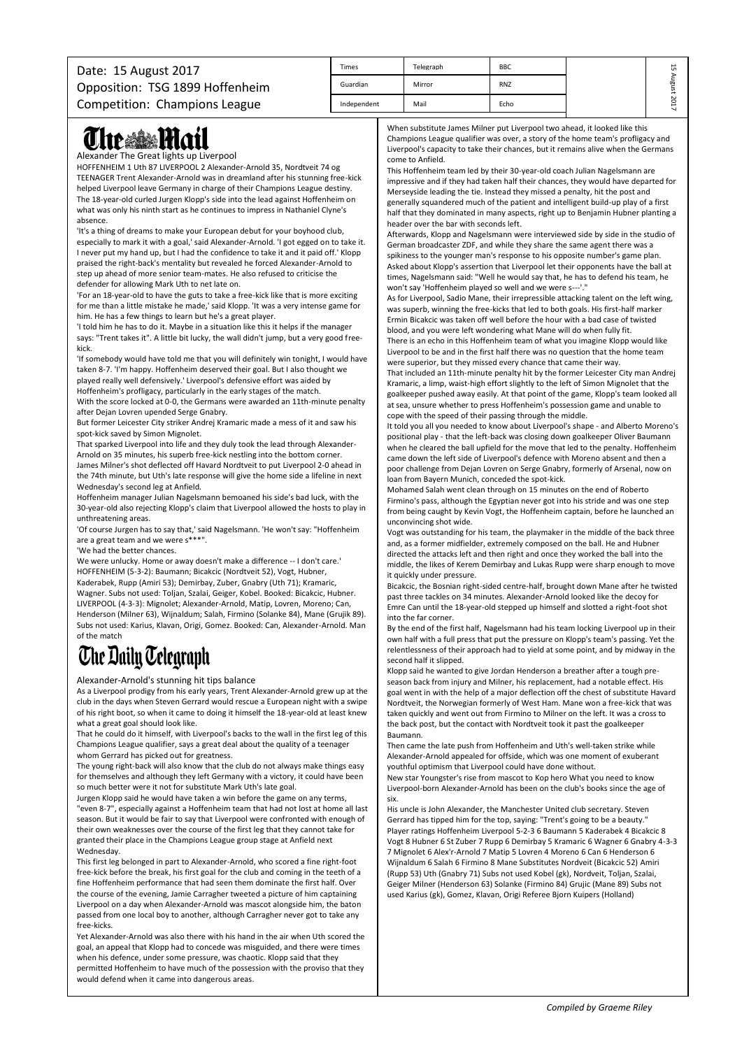Date: 15 August 2017
Opposition: TSG 1899 Hoffenheim
Competition: Champions League

| Times | Telegraph | BBC |
| --- | --- | --- |
| Guardian | Mirror | RNZ |
| Independent | Mail | Echo |

## The Mail

### Alexander The Great lights up Liverpool

HOFFENHEIM 1 Uth 87 LIVERPOOL 2 Alexander-Arnold 35, Nordtveit 74 og

TEENAGER Trent Alexander-Arnold was in dreamland after his stunning free-kick helped Liverpool leave Germany in charge of their Champions League destiny.

The 18-year-old curled Jurgen Klopp's side into the lead against Hoffenheim on what was only his ninth start as he continues to impress in Nathaniel Clyne's absence.

'It's a thing of dreams to make your European debut for your boyhood club, especially to mark it with a goal,' said Alexander-Arnold. 'I got egged on to take it. I never put my hand up, but I had the confidence to take it and it paid off.' Klopp praised the right-back's mentality but revealed he forced Alexander-Arnold to step up ahead of more senior team-mates. He also refused to criticise the defender for allowing Mark Uth to net late on.

'For an 18-year-old to have the guts to take a free-kick like that is more exciting for me than a little mistake he made,' said Klopp. 'It was a very intense game for him. He has a few things to learn but he's a great player.

'I told him he has to do it. Maybe in a situation like this it helps if the manager says: "Trent takes it". A little bit lucky, the wall didn't jump, but a very good free-kick.

'If somebody would have told me that you will definitely win tonight, I would have taken 8-7. 'I'm happy. Hoffenheim deserved their goal. But I also thought we played really well defensively.' Liverpool's defensive effort was aided by Hoffenheim's profligacy, particularly in the early stages of the match.

With the score locked at 0-0, the Germans were awarded an 11th-minute penalty after Dejan Lovren upended Serge Gnabry.

But former Leicester City striker Andrej Kramaric made a mess of it and saw his spot-kick saved by Simon Mignolet.

That sparked Liverpool into life and they duly took the lead through Alexander-Arnold on 35 minutes, his superb free-kick nestling into the bottom corner.

James Milner's shot deflected off Havard Nordtveit to put Liverpool 2-0 ahead in the 74th minute, but Uth's late response will give the home side a lifeline in next Wednesday's second leg at Anfield.

Hoffenheim manager Julian Nagelsmann bemoaned his side's bad luck, with the 30-year-old also rejecting Klopp's claim that Liverpool allowed the hosts to play in unthreatening areas.

'Of course Jurgen has to say that,' said Nagelsmann. 'He won't say: "Hoffenheim are a great team and we were s***".

'We had the better chances.

We were unlucky. Home or away doesn't make a difference -- I don't care.'

HOFFENHEIM (5-3-2): Baumann; Bicakcic (Nordtveit 52), Vogt, Hubner, Kaderabek, Rupp (Amiri 53); Demirbay, Zuber, Gnabry (Uth 71); Kramaric, Wagner. Subs not used: Toljan, Szalai, Geiger, Kobel. Booked: Bicakcic, Hubner.

LIVERPOOL (4-3-3): Mignolet; Alexander-Arnold, Matip, Lovren, Moreno; Can, Henderson (Milner 63), Wijnaldum; Salah, Firmino (Solanke 84), Mane (Grujik 89). Subs not used: Karius, Klavan, Origi, Gomez. Booked: Can, Alexander-Arnold. Man of the match

## The Daily Telegraph

### Alexander-Arnold's stunning hit tips balance

As a Liverpool prodigy from his early years, Trent Alexander-Arnold grew up at the club in the days when Steven Gerrard would rescue a European night with a swipe of his right boot, so when it came to doing it himself the 18-year-old at least knew what a great goal should look like.

That he could do it himself, with Liverpool's backs to the wall in the first leg of this Champions League qualifier, says a great deal about the quality of a teenager whom Gerrard has picked out for greatness.

The young right-back will also know that the club do not always make things easy for themselves and although they left Germany with a victory, it could have been so much better were it not for substitute Mark Uth's late goal.

Jurgen Klopp said he would have taken a win before the game on any terms, "even 8-7", especially against a Hoffenheim team that had not lost at home all last season. But it would be fair to say that Liverpool were confronted with enough of their own weaknesses over the course of the first leg that they cannot take for granted their place in the Champions League group stage at Anfield next Wednesday.

This first leg belonged in part to Alexander-Arnold, who scored a fine right-foot free-kick before the break, his first goal for the club and coming in the teeth of a fine Hoffenheim performance that had seen them dominate the first half. Over the course of the evening, Jamie Carragher tweeted a picture of him captaining Liverpool on a day when Alexander-Arnold was mascot alongside him, the baton passed from one local boy to another, although Carragher never got to take any free-kicks.

Yet Alexander-Arnold was also there with his hand in the air when Uth scored the goal, an appeal that Klopp had to concede was misguided, and there were times when his defence, under some pressure, was chaotic. Klopp said that they permitted Hoffenheim to have much of the possession with the proviso that they would defend when it came into dangerous areas.

When substitute James Milner put Liverpool two ahead, it looked like this Champions League qualifier was over, a story of the home team's profligacy and Liverpool's capacity to take their chances, but it remains alive when the Germans come to Anfield.

This Hoffenheim team led by their 30-year-old coach Julian Nagelsmann are impressive and if they had taken half their chances, they would have departed for Merseyside leading the tie. Instead they missed a penalty, hit the post and generally squandered much of the patient and intelligent build-up play of a first half that they dominated in many aspects, right up to Benjamin Hubner planting a header over the bar with seconds left.

Afterwards, Klopp and Nagelsmann were interviewed side by side in the studio of German broadcaster ZDF, and while they share the same agent there was a spikiness to the younger man's response to his opposite number's game plan. Asked about Klopp's assertion that Liverpool let their opponents have the ball at times, Nagelsmann said: "Well he would say that, he has to defend his team, he won't say 'Hoffenheim played so well and we were s---'."

As for Liverpool, Sadio Mane, their irrepressible attacking talent on the left wing, was superb, winning the free-kicks that led to both goals. His first-half marker Ermin Bicakcic was taken off well before the hour with a bad case of twisted blood, and you were left wondering what Mane will do when fully fit.

There is an echo in this Hoffenheim team of what you imagine Klopp would like Liverpool to be and in the first half there was no question that the home team were superior, but they missed every chance that came their way.

That included an 11th-minute penalty hit by the former Leicester City man Andrej Kramaric, a limp, waist-high effort slightly to the left of Simon Mignolet that the goalkeeper pushed away easily. At that point of the game, Klopp's team looked all at sea, unsure whether to press Hoffenheim's possession game and unable to cope with the speed of their passing through the middle.

It told you all you needed to know about Liverpool's shape - and Alberto Moreno's positional play - that the left-back was closing down goalkeeper Oliver Baumann when he cleared the ball upfield for the move that led to the penalty. Hoffenheim came down the left side of Liverpool's defence with Moreno absent and then a poor challenge from Dejan Lovren on Serge Gnabry, formerly of Arsenal, now on loan from Bayern Munich, conceded the spot-kick.

Mohamed Salah went clean through on 15 minutes on the end of Roberto Firmino's pass, although the Egyptian never got into his stride and was one step from being caught by Kevin Vogt, the Hoffenheim captain, before he launched an unconvincing shot wide.

Vogt was outstanding for his team, the playmaker in the middle of the back three and, as a former midfielder, extremely composed on the ball. He and Hubner directed the attacks left and then right and once they worked the ball into the middle, the likes of Kerem Demirbay and Lukas Rupp were sharp enough to move it quickly under pressure.

Bicakcic, the Bosnian right-sided centre-half, brought down Mane after he twisted past three tackles on 34 minutes. Alexander-Arnold looked like the decoy for Emre Can until the 18-year-old stepped up himself and curled a right-foot shot into the far corner.

By the end of the first half, Nagelsmann had his team locking Liverpool up in their own half with a full press that put the pressure on Klopp's team's passing. Yet the relentlessness of their approach had to yield at some point, and by midway in the second half it slipped.

Klopp said he wanted to give Jordan Henderson a breather after a tough pre-season back from injury and Milner, his replacement, had a notable effect. His goal went in with the help of a major deflection off the chest of substitute Havard Nordtveit, the Norwegian formerly of West Ham. Mane won a free-kick that was taken quickly and went out from Firmino to Milner on the left. It was a cross to the back post, but the contact with Nordtveit took it past the goalkeeper Baumann.

Then came the late push from Hoffenheim and Uth's well-taken strike while Alexander-Arnold appealed for offside, which was one moment of exuberant youthful optimism that Liverpool could have done without.

New star Youngster's rise from mascot to Kop hero What you need to know Liverpool-born Alexander-Arnold has been on the club's books since the age of six.

His uncle is John Alexander, the Manchester United club secretary. Steven Gerrard has tipped him for the top, saying: "Trent's going to be a beauty."

Player ratings Hoffenheim Liverpool 5-2-3 6 Baumann 5 Kaderabek 4 Bicakcic 8 Vogt 8 Hubner 6 St Zuber 7 Rupp 6 Demirbay 5 Kramaric 6 Wagner 6 Gnabry 4-3-3 7 Mignolet 6 Alex'r-Arnold 7 Matip 5 Lovren 4 Moreno 6 Can 6 Henderson 6 Wijnaldum 6 Salah 6 Firmino 8 Mane Substitutes Nordveit (Bicakcic 52) Amiri (Rupp 53) Uth (Gnabry 71) Subs not used Kobel (gk), Nordveit, Toljan, Szalai, Geiger Milner (Henderson 63) Solanke (Firmino 84) Grujic (Mane 89) Subs not used Karius (gk), Gomez, Klavan, Origi Referee Bjorn Kuipers (Holland)

*Compiled by Graeme Riley*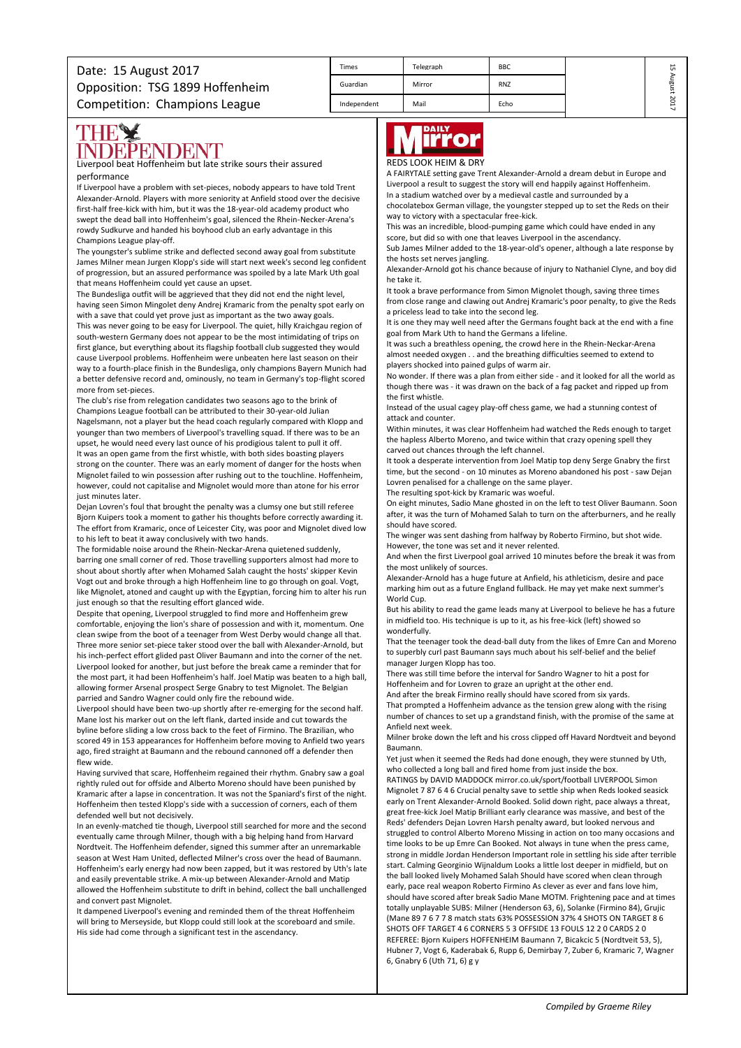Date: 15 August 2017
Opposition: TSG 1899 Hoffenheim
Competition: Champions League

| Times | Telegraph | BBC |
|---|---|---|
| Guardian | Mirror | RNZ |
| Independent | Mail | Echo |

15 August 2017

## THE INDEPENDENT

Liverpool beat Hoffenheim but late strike sours their assured performance

If Liverpool have a problem with set-pieces, nobody appears to have told Trent Alexander-Arnold. Players with more seniority at Anfield stood over the decisive first-half free-kick with him, but it was the 18-year-old academy product who swept the dead ball into Hoffenheim's goal, silenced the Rhein-Necker-Arena's rowdy Sudkurve and handed his boyhood club an early advantage in this Champions League play-off.

The youngster's sublime strike and deflected second away goal from substitute James Milner mean Jurgen Klopp's side will start next week's second leg confident of progression, but an assured performance was spoiled by a late Mark Uth goal that means Hoffenheim could yet cause an upset.

The Bundesliga outfit will be aggrieved that they did not end the night level, having seen Simon Mingolet deny Andrej Kramaric from the penalty spot early on with a save that could yet prove just as important as the two away goals.

This was never going to be easy for Liverpool. The quiet, hilly Kraichgau region of south-western Germany does not appear to be the most intimidating of trips on first glance, but everything about its flagship football club suggested they would cause Liverpool problems. Hoffenheim were unbeaten here last season on their way to a fourth-place finish in the Bundesliga, only champions Bayern Munich had a better defensive record and, ominously, no team in Germany's top-flight scored more from set-pieces.

The club's rise from relegation candidates two seasons ago to the brink of Champions League football can be attributed to their 30-year-old Julian Nagelsmann, not a player but the head coach regularly compared with Klopp and younger than two members of Liverpool's travelling squad. If there was to be an upset, he would need every last ounce of his prodigious talent to pull it off.

It was an open game from the first whistle, with both sides boasting players strong on the counter. There was an early moment of danger for the hosts when Mignolet failed to win possession after rushing out to the touchline. Hoffenheim, however, could not capitalise and Mignolet would more than atone for his error just minutes later.

Dejan Lovren's foul that brought the penalty was a clumsy one but still referee Bjorn Kuipers took a moment to gather his thoughts before correctly awarding it. The effort from Kramaric, once of Leicester City, was poor and Mignolet dived low to his left to beat it away conclusively with two hands.

The formidable noise around the Rhein-Neckar-Arena quietened suddenly, barring one small corner of red. Those travelling supporters almost had more to shout about shortly after when Mohamed Salah caught the hosts' skipper Kevin Vogt out and broke through a high Hoffenheim line to go through on goal. Vogt, like Mignolet, atoned and caught up with the Egyptian, forcing him to alter his run just enough so that the resulting effort glanced wide.

Despite that opening, Liverpool struggled to find more and Hoffenheim grew comfortable, enjoying the lion's share of possession and with it, momentum. One clean swipe from the boot of a teenager from West Derby would change all that. Three more senior set-piece taker stood over the ball with Alexander-Arnold, but his inch-perfect effort glided past Oliver Baumann and into the corner of the net. Liverpool looked for another, but just before the break came a reminder that for the most part, it had been Hoffenheim's half. Joel Matip was beaten to a high ball, allowing former Arsenal prospect Serge Gnabry to test Mignolet. The Belgian parried and Sandro Wagner could only fire the rebound wide.

Liverpool should have been two-up shortly after re-emerging for the second half. Mane lost his marker out on the left flank, darted inside and cut towards the byline before sliding a low cross back to the feet of Firmino. The Brazilian, who scored 49 in 153 appearances for Hoffenheim before moving to Anfield two years ago, fired straight at Baumann and the rebound cannoned off a defender then flew wide.

Having survived that scare, Hoffenheim regained their rhythm. Gnabry saw a goal rightly ruled out for offside and Alberto Moreno should have been punished by Kramaric after a lapse in concentration. It was not the Spaniard's first of the night. Hoffenheim then tested Klopp's side with a succession of corners, each of them defended well but not decisively.

In an evenly-matched tie though, Liverpool still searched for more and the second eventually came through Milner, though with a big helping hand from Harvard Nordtveit. The Hoffenheim defender, signed this summer after an unremarkable season at West Ham United, deflected Milner's cross over the head of Baumann. Hoffenheim's early energy had now been zapped, but it was restored by Uth's late and easily preventable strike. A mix-up between Alexander-Arnold and Matip allowed the Hoffenheim substitute to drift in behind, collect the ball unchallenged and convert past Mignolet.

It dampened Liverpool's evening and reminded them of the threat Hoffenheim will bring to Merseyside, but Klopp could still look at the scoreboard and smile. His side had come through a significant test in the ascendancy.

## DAILY Mirror

REDS LOOK HEIM & DRY

A FAIRYTALE setting gave Trent Alexander-Arnold a dream debut in Europe and Liverpool a result to suggest the story will end happily against Hoffenheim.

In a stadium watched over by a medieval castle and surrounded by a chocolatebox German village, the youngster stepped up to set the Reds on their way to victory with a spectacular free-kick.

This was an incredible, blood-pumping game which could have ended in any score, but did so with one that leaves Liverpool in the ascendancy.

Sub James Milner added to the 18-year-old's opener, although a late response by the hosts set nerves jangling.

Alexander-Arnold got his chance because of injury to Nathaniel Clyne, and boy did he take it.

It took a brave performance from Simon Mignolet though, saving three times from close range and clawing out Andrej Kramaric's poor penalty, to give the Reds a priceless lead to take into the second leg.

It is one they may well need after the Germans fought back at the end with a fine goal from Mark Uth to hand the Germans a lifeline.

It was such a breathless opening, the crowd here in the Rhein-Neckar-Arena almost needed oxygen . . and the breathing difficulties seemed to extend to players shocked into pained gulps of warm air.

No wonder. If there was a plan from either side - and it looked for all the world as though there was - it was drawn on the back of a fag packet and ripped up from the first whistle.

Instead of the usual cagey play-off chess game, we had a stunning contest of attack and counter.

Within minutes, it was clear Hoffenheim had watched the Reds enough to target the hapless Alberto Moreno, and twice within that crazy opening spell they carved out chances through the left channel.

It took a desperate intervention from Joel Matip top deny Serge Gnabry the first time, but the second - on 10 minutes as Moreno abandoned his post - saw Dejan Lovren penalised for a challenge on the same player.

The resulting spot-kick by Kramaric was woeful.

On eight minutes, Sadio Mane ghosted in on the left to test Oliver Baumann. Soon after, it was the turn of Mohamed Salah to turn on the afterburners, and he really should have scored.

The winger was sent dashing from halfway by Roberto Firmino, but shot wide. However, the tone was set and it never relented.

And when the first Liverpool goal arrived 10 minutes before the break it was from the most unlikely of sources.

Alexander-Arnold has a huge future at Anfield, his athleticism, desire and pace marking him out as a future England fullback. He may yet make next summer's World Cup.

But his ability to read the game leads many at Liverpool to believe he has a future in midfield too. His technique is up to it, as his free-kick (left) showed so wonderfully.

That the teenager took the dead-ball duty from the likes of Emre Can and Moreno to superbly curl past Baumann says much about his self-belief and the belief manager Jurgen Klopp has too.

There was still time before the interval for Sandro Wagner to hit a post for Hoffenheim and for Lovren to graze an upright at the other end.

And after the break Firmino really should have scored from six yards.

That prompted a Hoffenheim advance as the tension grew along with the rising number of chances to set up a grandstand finish, with the promise of the same at Anfield next week.

Milner broke down the left and his cross clipped off Havard Nordtveit and beyond Baumann.

Yet just when it seemed the Reds had done enough, they were stunned by Uth, who collected a long ball and fired home from just inside the box.

RATINGS by DAVID MADDOCK mirror.co.uk/sport/football LIVERPOOL Simon Mignolet 7 87 6 4 6 Crucial penalty save to settle ship when Reds looked seasick early on Trent Alexander-Arnold Booked. Solid down right, pace always a threat, great free-kick Joel Matip Brilliant early clearance was massive, and best of the Reds' defenders Dejan Lovren Harsh penalty award, but looked nervous and struggled to control Alberto Moreno Missing in action on too many occasions and time looks to be up Emre Can Booked. Not always in tune when the press came, strong in middle Jordan Henderson Important role in settling his side after terrible start. Calming Georginio Wijnaldum Looks a little lost deeper in midfield, but on the ball looked lively Mohamed Salah Should have scored when clean through early, pace real weapon Roberto Firmino As clever as ever and fans love him, should have scored after break Sadio Mane MOTM. Frightening pace and at times totally unplayable SUBS: Milner (Henderson 63, 6), Solanke (Firmino 84), Grujic (Mane 89 7 6 7 7 8 match stats 63% POSSESSION 37% 4 SHOTS ON TARGET 8 6 SHOTS OFF TARGET 4 6 CORNERS 5 3 OFFSIDE 13 FOULS 12 2 0 CARDS 2 0 REFEREE: Bjorn Kuipers HOFFENHEIM Baumann 7, Bicakcic 5 (Nordtveit 53, 5), Hubner 7, Vogt 6, Kaderabak 6, Rupp 6, Demirbay 7, Zuber 6, Kramaric 7, Wagner 6, Gnabry 6 (Uth 71, 6) g y

*Compiled by Graeme Riley*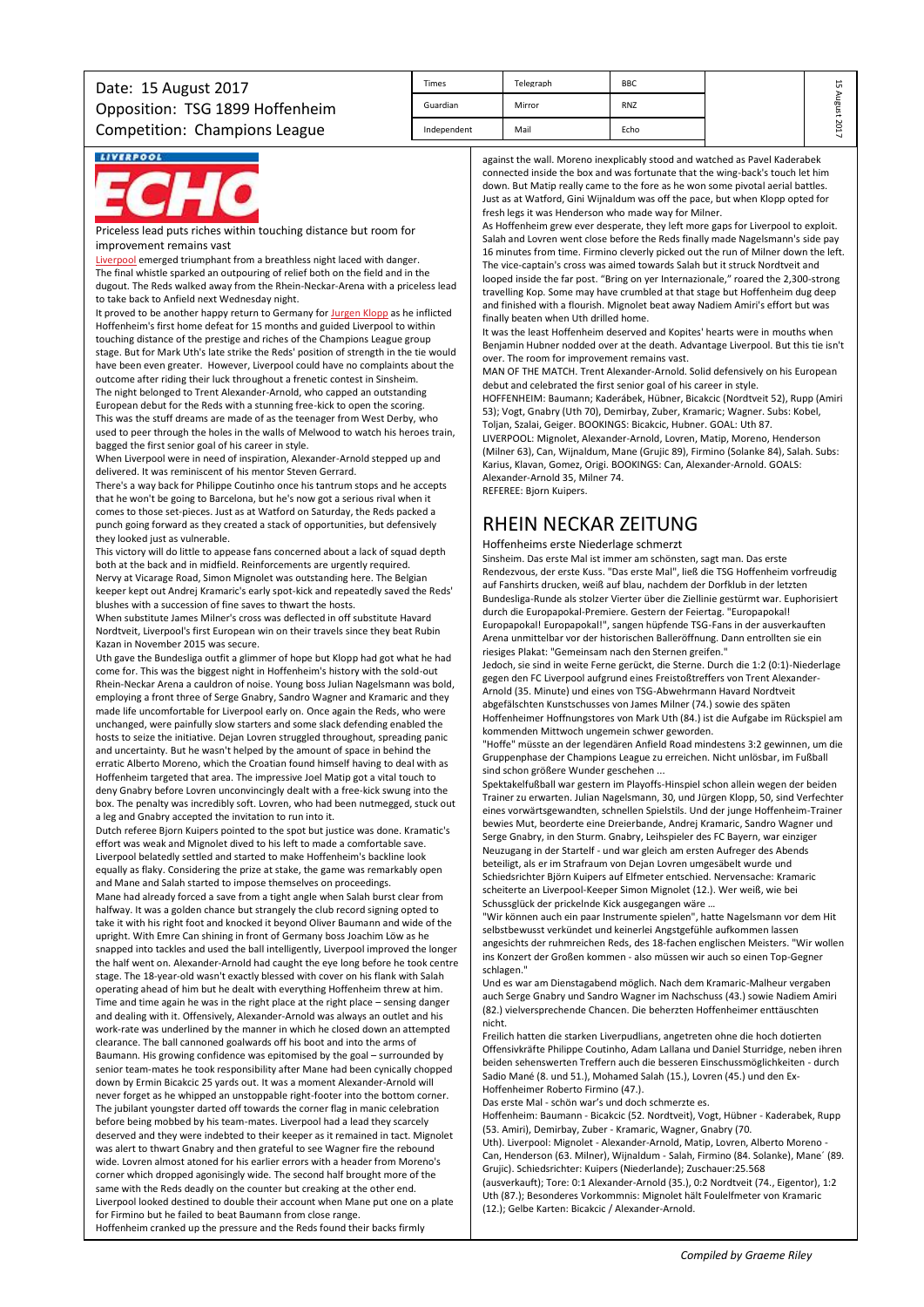Date: 15 August 2017
Opposition: TSG 1899 Hoffenheim
Competition: Champions League

| Times | Telegraph | BBC |
| --- | --- | --- |
| Guardian | Mirror | RNZ |
| Independent | Mail | Echo |

## ECHO

Priceless lead puts riches within touching distance but room for improvement remains vast

Liverpool emerged triumphant from a breathless night laced with danger.
The final whistle sparked an outpouring of relief both on the field and in the dugout. The Reds walked away from the Rhein-Neckar-Arena with a priceless lead to take back to Anfield next Wednesday night.
It proved to be another happy return to Germany for Jurgen Klopp as he inflicted Hoffenheim's first home defeat for 15 months and guided Liverpool to within touching distance of the prestige and riches of the Champions League group stage. But for Mark Uth's late strike the Reds' position of strength in the tie would have been even greater. However, Liverpool could have no complaints about the outcome after riding their luck throughout a frenetic contest in Sinsheim.
The night belonged to Trent Alexander-Arnold, who capped an outstanding European debut for the Reds with a stunning free-kick to open the scoring.
This was the stuff dreams are made of as the teenager from West Derby, who used to peer through the holes in the walls of Melwood to watch his heroes train, bagged the first senior goal of his career in style.
When Liverpool were in need of inspiration, Alexander-Arnold stepped up and delivered. It was reminiscent of his mentor Steven Gerrard.
There's a way back for Philippe Coutinho once his tantrum stops and he accepts that he won't be going to Barcelona, but he's now got a serious rival when it comes to those set-pieces. Just as at Watford on Saturday, the Reds packed a punch going forward as they created a stack of opportunities, but defensively they looked just as vulnerable.
This victory will do little to appease fans concerned about a lack of squad depth both at the back and in midfield. Reinforcements are urgently required.
Nervy at Vicarage Road, Simon Mignolet was outstanding here. The Belgian keeper kept out Andrej Kramaric's early spot-kick and repeatedly saved the Reds' blushes with a succession of fine saves to thwart the hosts.
When substitute James Milner's cross was deflected in off substitute Havard Nordtveit, Liverpool's first European win on their travels since they beat Rubin Kazan in November 2015 was secure.
Uth gave the Bundesliga outfit a glimmer of hope but Klopp had got what he had come for. This was the biggest night in Hoffenheim's history with the sold-out Rhein-Neckar Arena a cauldron of noise. Young boss Julian Nagelsmann was bold, employing a front three of Serge Gnabry, Sandro Wagner and Kramaric and they made life uncomfortable for Liverpool early on. Once again the Reds, who were unchanged, were painfully slow starters and some slack defending enabled the hosts to seize the initiative. Dejan Lovren struggled throughout, spreading panic and uncertainty. But he wasn't helped by the amount of space in behind the erratic Alberto Moreno, which the Croatian found himself having to deal with as Hoffenheim targeted that area. The impressive Joel Matip got a vital touch to deny Gnabry before Lovren unconvincingly dealt with a free-kick swung into the box. The penalty was incredibly soft. Lovren, who had been nutmegged, stuck out a leg and Gnabry accepted the invitation to run into it.
Dutch referee Bjorn Kuipers pointed to the spot but justice was done. Kramatic's effort was weak and Mignolet dived to his left to made a comfortable save.
Liverpool belatedly settled and started to make Hoffenheim's backline look equally as flaky. Considering the prize at stake, the game was remarkably open and Mane and Salah started to impose themselves on proceedings.
Mane had already forced a save from a tight angle when Salah burst clear from halfway. It was a golden chance but strangely the club record signing opted to take it with his right foot and knocked it beyond Oliver Baumann and wide of the upright. With Emre Can shining in front of Germany boss Joachim Löw as he snapped into tackles and used the ball intelligently, Liverpool improved the longer the half went on. Alexander-Arnold had caught the eye long before he took centre stage. The 18-year-old wasn't exactly blessed with cover on his flank with Salah operating ahead of him but he dealt with everything Hoffenheim threw at him. Time and time again he was in the right place at the right place – sensing danger and dealing with it. Offensively, Alexander-Arnold was always an outlet and his work-rate was underlined by the manner in which he closed down an attempted clearance. The ball cannoned goalwards off his boot and into the arms of Baumann. His growing confidence was epitomised by the goal – surrounded by senior team-mates he took responsibility after Mane had been cynically chopped down by Ermin Bicakcic 25 yards out. It was a moment Alexander-Arnold will never forget as he whipped an unstoppable right-footer into the bottom corner. The jubilant youngster darted off towards the corner flag in manic celebration before being mobbed by his team-mates. Liverpool had a lead they scarcely deserved and they were indebted to their keeper as it remained in tact. Mignolet was alert to thwart Gnabry and then grateful to see Wagner fire the rebound wide. Lovren almost atoned for his earlier errors with a header from Moreno's corner which dropped agonisingly wide. The second half brought more of the same with the Reds deadly on the counter but creaking at the other end. Liverpool looked destined to double their account when Mane put one on a plate for Firmino but he failed to beat Baumann from close range.
Hoffenheim cranked up the pressure and the Reds found their backs firmly against the wall. Moreno inexplicably stood and watched as Pavel Kaderabek connected inside the box and was fortunate that the wing-back's touch let him down. But Matip really came to the fore as he won some pivotal aerial battles. Just as at Watford, Gini Wijnaldum was off the pace, but when Klopp opted for fresh legs it was Henderson who made way for Milner.
As Hoffenheim grew ever desperate, they left more gaps for Liverpool to exploit. Salah and Lovren went close before the Reds finally made Nagelsmann's side pay 16 minutes from time. Firmino cleverly picked out the run of Milner down the left. The vice-captain's cross was aimed towards Salah but it struck Nordtveit and looped inside the far post. "Bring on yer Internazionale," roared the 2,300-strong travelling Kop. Some may have crumbled at that stage but Hoffenheim dug deep and finished with a flourish. Mignolet beat away Nadiem Amiri's effort but was finally beaten when Uth drilled home.
It was the least Hoffenheim deserved and Kopites' hearts were in mouths when Benjamin Hubner nodded over at the death. Advantage Liverpool. But this tie isn't over. The room for improvement remains vast.
MAN OF THE MATCH. Trent Alexander-Arnold. Solid defensively on his European debut and celebrated the first senior goal of his career in style.
HOFFENHEIM: Baumann; Kaderábek, Hübner, Bicakcic (Nordtveit 52), Rupp (Amiri 53); Vogt, Gnabry (Uth 70), Demirbay, Zuber, Kramaric; Wagner. Subs: Kobel, Toljan, Szalai, Geiger. BOOKINGS: Bicakcic, Hubner. GOAL: Uth 87.
LIVERPOOL: Mignolet, Alexander-Arnold, Lovren, Matip, Moreno, Henderson (Milner 63), Can, Wijnaldum, Mane (Grujic 89), Firmino (Solanke 84), Salah. Subs: Karius, Klavan, Gomez, Origi. BOOKINGS: Can, Alexander-Arnold. GOALS: Alexander-Arnold 35, Milner 74.
REFEREE: Bjorn Kuipers.

## RHEIN NECKAR ZEITUNG

Hoffenheims erste Niederlage schmerzt

Sinsheim. Das erste Mal ist immer am schönsten, sagt man. Das erste Rendezvous, der erste Kuss. "Das erste Mal", ließ die TSG Hoffenheim vorfreudig auf Fanshirts drucken, weiß auf blau, nachdem der Dorfklub in der letzten Bundesliga-Runde als stolzer Vierter über die Ziellinie gestürmt war. Euphorisiert durch die Europapokal-Premiere. Gestern der Feiertag. "Europapokal! Europapokal! Europapokal!", sangen hüpfende TSG-Fans in der ausverkauften Arena unmittelbar vor der historischen Balleröffnung. Dann entrollten sie ein riesiges Plakat: "Gemeinsam nach den Sternen greifen."
Jedoch, sie sind in weite Ferne gerückt, die Sterne. Durch die 1:2 (0:1)-Niederlage gegen den FC Liverpool aufgrund eines Freistoßtreffers von Trent Alexander-Arnold (35. Minute) und eines von TSG-Abwehrmann Havard Nordtveit abgefälschten Kunstschusses von James Milner (74.) sowie des späten Hoffenheimer Hoffnungstores von Mark Uth (84.) ist die Aufgabe im Rückspiel am kommenden Mittwoch ungemein schwer geworden.
"Hoffe" müsste an der legendären Anfield Road mindestens 3:2 gewinnen, um die Gruppenphase der Champions League zu erreichen. Nicht unlösbar, im Fußball sind schon größere Wunder geschehen ...
Spektakelfußball war gestern im Playoffs-Hinspiel schon allein wegen der beiden Trainer zu erwarten. Julian Nagelsmann, 30, und Jürgen Klopp, 50, sind Verfechter eines vorwärtsgewandten, schnellen Spielstils. Und der junge Hoffenheim-Trainer bewies Mut, beorderte eine Dreierbande, Andrej Kramaric, Sandro Wagner und Serge Gnabry, in den Sturm. Gnabry, Leihspieler des FC Bayern, war einziger Neuzugang in der Startelf - und war gleich am ersten Aufreger des Abends beteiligt, als er im Strafraum von Dejan Lovren umgesäbelt wurde und Schiedsrichter Björn Kuipers auf Elfmeter entschied. Nervensache: Kramaric scheiterte an Liverpool-Keeper Simon Mignolet (12.). Wer weiß, wie bei Schussglück der prickelnde Kick ausgegangen wäre ...
"Wir können auch ein paar Instrumente spielen", hatte Nagelsmann vor dem Hit selbstbewusst verkündet und keinerlei Angstgefühle aufkommen lassen angesichts der ruhmreichen Reds, des 18-fachen englischen Meisters. "Wir wollen ins Konzert der Großen kommen - also müssen wir auch so einen Top-Gegner schlagen."
Und es war am Dienstagabend möglich. Nach dem Kramaric-Malheur vergaben auch Serge Gnabry und Sandro Wagner im Nachschuss (43.) sowie Nadiem Amiri (82.) vielversprechende Chancen. Die beherzten Hoffenheimer enttäuschten nicht.
Freilich hatten die starken Liverpudlians, angetreten ohne die hoch dotierten Offensivkräfte Philippe Coutinho, Adam Lallana und Daniel Sturridge, neben ihren beiden sehenswerten Treffern auch die besseren Einschussmöglichkeiten - durch Sadio Mané (8. und 51.), Mohamed Salah (15.), Lovren (45.) und den Ex-Hoffenheimer Roberto Firmino (47.).
Das erste Mal - schön war's und doch schmerzte es.
Hoffenheim: Baumann - Bicakcic (52. Nordtveit), Vogt, Hübner - Kaderabek, Rupp (53. Amiri), Demirbay, Zuber - Kramaric, Wagner, Gnabry (70. Uth). Liverpool: Mignolet - Alexander-Arnold, Matip, Lovren, Alberto Moreno - Can, Henderson (63. Milner), Wijnaldum - Salah, Firmino (84. Solanke), Mane´ (89. Grujic). Schiedsrichter: Kuipers (Niederlande); Zuschauer:25.568 (ausverkauft); Tore: 0:1 Alexander-Arnold (35.), 0:2 Nordtveit (74., Eigentor), 1:2 Uth (87.); Besonderes Vorkommnis: Mignolet hält Foulelfmeter von Kramaric (12.); Gelbe Karten: Bicakcic / Alexander-Arnold.

*Compiled by Graeme Riley*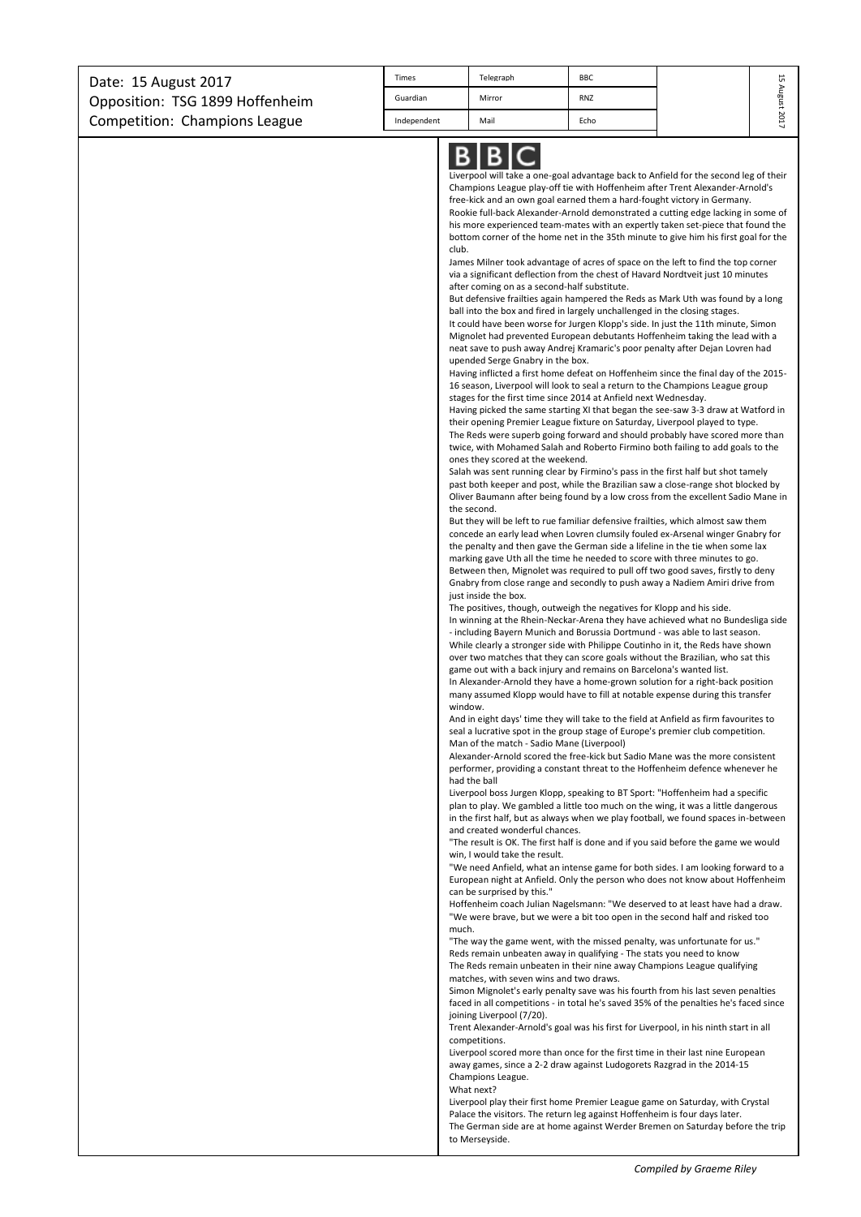Date: 15 August 2017
Opposition: TSG 1899 Hoffenheim
Competition: Champions League

| Times | Telegraph | BBC | | 15 August 2017 |
|---|---|---|---|---|
| Guardian | Mirror | RNZ | | |
| Independent | Mail | Echo | | |

**BBC**

Liverpool will take a one-goal advantage back to Anfield for the second leg of their Champions League play-off tie with Hoffenheim after Trent Alexander-Arnold's free-kick and an own goal earned them a hard-fought victory in Germany.

Rookie full-back Alexander-Arnold demonstrated a cutting edge lacking in some of his more experienced team-mates with an expertly taken set-piece that found the bottom corner of the home net in the 35th minute to give him his first goal for the club.

James Milner took advantage of acres of space on the left to find the top corner via a significant deflection from the chest of Havard Nordtveit just 10 minutes after coming on as a second-half substitute.

But defensive frailties again hampered the Reds as Mark Uth was found by a long ball into the box and fired in largely unchallenged in the closing stages.

It could have been worse for Jurgen Klopp's side. In just the 11th minute, Simon Mignolet had prevented European debutants Hoffenheim taking the lead with a neat save to push away Andrej Kramaric's poor penalty after Dejan Lovren had upended Serge Gnabry in the box.

Having inflicted a first home defeat on Hoffenheim since the final day of the 2015-16 season, Liverpool will look to seal a return to the Champions League group stages for the first time since 2014 at Anfield next Wednesday.

Having picked the same starting XI that began the see-saw 3-3 draw at Watford in their opening Premier League fixture on Saturday, Liverpool played to type.

The Reds were superb going forward and should probably have scored more than twice, with Mohamed Salah and Roberto Firmino both failing to add goals to the ones they scored at the weekend.

Salah was sent running clear by Firmino's pass in the first half but shot tamely past both keeper and post, while the Brazilian saw a close-range shot blocked by Oliver Baumann after being found by a low cross from the excellent Sadio Mane in the second.

But they will be left to rue familiar defensive frailties, which almost saw them concede an early lead when Lovren clumsily fouled ex-Arsenal winger Gnabry for the penalty and then gave the German side a lifeline in the tie when some lax marking gave Uth all the time he needed to score with three minutes to go.

Between then, Mignolet was required to pull off two good saves, firstly to deny Gnabry from close range and secondly to push away a Nadiem Amiri drive from just inside the box.

The positives, though, outweigh the negatives for Klopp and his side.

In winning at the Rhein-Neckar-Arena they have achieved what no Bundesliga side - including Bayern Munich and Borussia Dortmund - was able to last season.

While clearly a stronger side with Philippe Coutinho in it, the Reds have shown over two matches that they can score goals without the Brazilian, who sat this game out with a back injury and remains on Barcelona's wanted list.

In Alexander-Arnold they have a home-grown solution for a right-back position many assumed Klopp would have to fill at notable expense during this transfer window.

And in eight days' time they will take to the field at Anfield as firm favourites to seal a lucrative spot in the group stage of Europe's premier club competition.

Man of the match - Sadio Mane (Liverpool)

Alexander-Arnold scored the free-kick but Sadio Mane was the more consistent performer, providing a constant threat to the Hoffenheim defence whenever he had the ball

Liverpool boss Jurgen Klopp, speaking to BT Sport: "Hoffenheim had a specific plan to play. We gambled a little too much on the wing, it was a little dangerous in the first half, but as always when we play football, we found spaces in-between and created wonderful chances.

"The result is OK. The first half is done and if you said before the game we would win, I would take the result.

"We need Anfield, what an intense game for both sides. I am looking forward to a European night at Anfield. Only the person who does not know about Hoffenheim can be surprised by this."

Hoffenheim coach Julian Nagelsmann: "We deserved to at least have had a draw. "We were brave, but we were a bit too open in the second half and risked too much.

"The way the game went, with the missed penalty, was unfortunate for us."

Reds remain unbeaten away in qualifying - The stats you need to know

The Reds remain unbeaten in their nine away Champions League qualifying matches, with seven wins and two draws.

Simon Mignolet's early penalty save was his fourth from his last seven penalties faced in all competitions - in total he's saved 35% of the penalties he's faced since joining Liverpool (7/20).

Trent Alexander-Arnold's goal was his first for Liverpool, in his ninth start in all competitions.

Liverpool scored more than once for the first time in their last nine European away games, since a 2-2 draw against Ludogorets Razgrad in the 2014-15 Champions League.

What next?

Liverpool play their first home Premier League game on Saturday, with Crystal Palace the visitors. The return leg against Hoffenheim is four days later.

The German side are at home against Werder Bremen on Saturday before the trip to Merseyside.

*Compiled by Graeme Riley*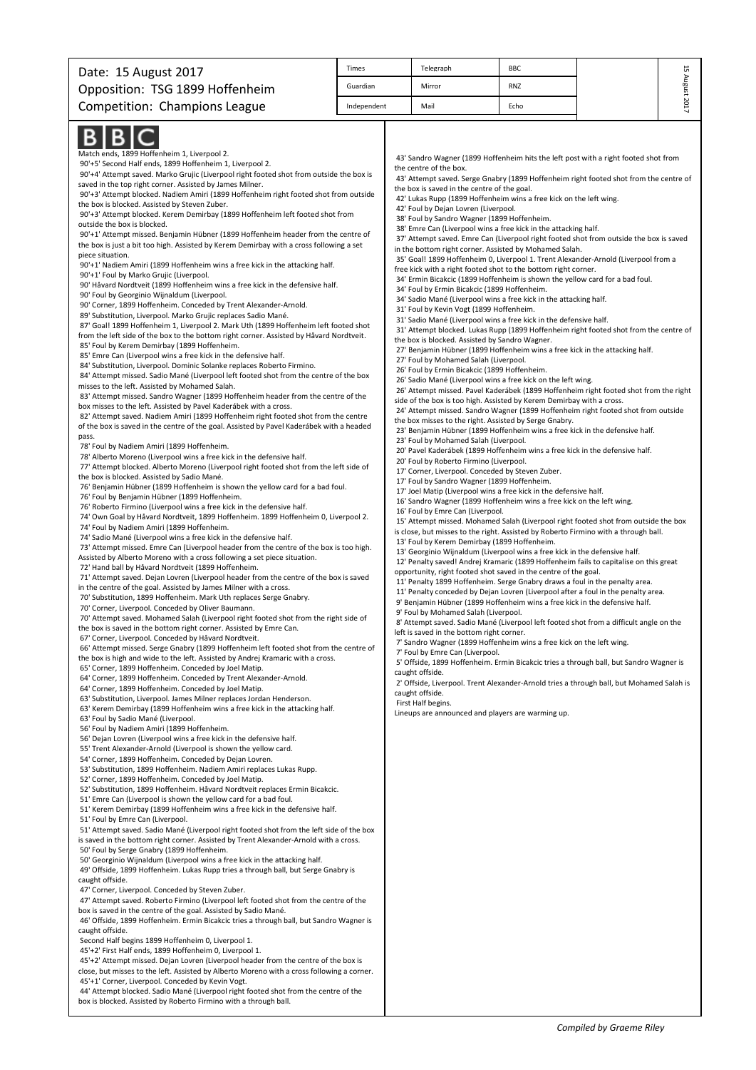Date: 15 August 2017
Opposition: TSG 1899 Hoffenheim
Competition: Champions League

| | | |
|---|---|---|
| Times | Telegraph | BBC |
| Guardian | Mirror | RNZ |
| Independent | Mail | Echo |

# BBC

Match ends, 1899 Hoffenheim 1, Liverpool 2.
90'+5' Second Half ends, 1899 Hoffenheim 1, Liverpool 2.
90'+4' Attempt saved. Marko Grujic (Liverpool right footed shot from outside the box is saved in the top right corner. Assisted by James Milner.
90'+3' Attempt blocked. Nadiem Amiri (1899 Hoffenheim right footed shot from outside the box is blocked. Assisted by Steven Zuber.
90'+3' Attempt blocked. Kerem Demirbay (1899 Hoffenheim left footed shot from outside the box is blocked.
90'+1' Attempt missed. Benjamin Hübner (1899 Hoffenheim header from the centre of the box is just a bit too high. Assisted by Kerem Demirbay with a cross following a set piece situation.
90'+1' Nadiem Amiri (1899 Hoffenheim wins a free kick in the attacking half.
90'+1' Foul by Marko Grujic (Liverpool.
90' Håvard Nordtveit (1899 Hoffenheim wins a free kick in the defensive half.
90' Foul by Georginio Wijnaldum (Liverpool.
90' Corner, 1899 Hoffenheim. Conceded by Trent Alexander-Arnold.
89' Substitution, Liverpool. Marko Grujic replaces Sadio Mané.
87' Goal! 1899 Hoffenheim 1, Liverpool 2. Mark Uth (1899 Hoffenheim left footed shot from the left side of the box to the bottom right corner. Assisted by Håvard Nordtveit.
85' Foul by Kerem Demirbay (1899 Hoffenheim.
85' Emre Can (Liverpool wins a free kick in the defensive half.
84' Substitution, Liverpool. Dominic Solanke replaces Roberto Firmino.
84' Attempt missed. Sadio Mané (Liverpool left footed shot from the centre of the box misses to the left. Assisted by Mohamed Salah.
83' Attempt missed. Sandro Wagner (1899 Hoffenheim header from the centre of the box misses to the left. Assisted by Pavel Kaderábek with a cross.
82' Attempt saved. Nadiem Amiri (1899 Hoffenheim right footed shot from the centre of the box is saved in the centre of the goal. Assisted by Pavel Kaderábek with a headed pass.
78' Foul by Nadiem Amiri (1899 Hoffenheim.
78' Alberto Moreno (Liverpool wins a free kick in the defensive half.
77' Attempt blocked. Alberto Moreno (Liverpool right footed shot from the left side of the box is blocked. Assisted by Sadio Mané.
76' Benjamin Hübner (1899 Hoffenheim is shown the yellow card for a bad foul.
76' Foul by Benjamin Hübner (1899 Hoffenheim.
76' Roberto Firmino (Liverpool wins a free kick in the defensive half.
74' Own Goal by Håvard Nordtveit, 1899 Hoffenheim. 1899 Hoffenheim 0, Liverpool 2.
74' Foul by Nadiem Amiri (1899 Hoffenheim.
74' Sadio Mané (Liverpool wins a free kick in the defensive half.
73' Attempt missed. Emre Can (Liverpool header from the centre of the box is too high. Assisted by Alberto Moreno with a cross following a set piece situation.
72' Hand ball by Håvard Nordtveit (1899 Hoffenheim.
71' Attempt saved. Dejan Lovren (Liverpool header from the centre of the box is saved in the centre of the goal. Assisted by James Milner with a cross.
70' Substitution, 1899 Hoffenheim. Mark Uth replaces Serge Gnabry.
70' Corner, Liverpool. Conceded by Oliver Baumann.
70' Attempt saved. Mohamed Salah (Liverpool right footed shot from the right side of the box is saved in the bottom right corner. Assisted by Emre Can.
67' Corner, Liverpool. Conceded by Håvard Nordtveit.
66' Attempt missed. Serge Gnabry (1899 Hoffenheim left footed shot from the centre of the box is high and wide to the left. Assisted by Andrej Kramaric with a cross.
65' Corner, 1899 Hoffenheim. Conceded by Joel Matip.
64' Corner, 1899 Hoffenheim. Conceded by Trent Alexander-Arnold.
64' Corner, 1899 Hoffenheim. Conceded by Joel Matip.
63' Substitution, Liverpool. James Milner replaces Jordan Henderson.
63' Kerem Demirbay (1899 Hoffenheim wins a free kick in the attacking half.
63' Foul by Sadio Mané (Liverpool.
56' Foul by Nadiem Amiri (1899 Hoffenheim.
56' Dejan Lovren (Liverpool wins a free kick in the defensive half.
55' Trent Alexander-Arnold (Liverpool is shown the yellow card.
54' Corner, 1899 Hoffenheim. Conceded by Dejan Lovren.
53' Substitution, 1899 Hoffenheim. Nadiem Amiri replaces Lukas Rupp.
52' Corner, 1899 Hoffenheim. Conceded by Joel Matip.
52' Substitution, 1899 Hoffenheim. Håvard Nordtveit replaces Ermin Bicakcic.
51' Emre Can (Liverpool is shown the yellow card for a bad foul.
51' Kerem Demirbay (1899 Hoffenheim wins a free kick in the defensive half.
51' Foul by Emre Can (Liverpool.
51' Attempt saved. Sadio Mané (Liverpool right footed shot from the left side of the box is saved in the bottom right corner. Assisted by Trent Alexander-Arnold with a cross.
50' Foul by Serge Gnabry (1899 Hoffenheim.
50' Georginio Wijnaldum (Liverpool wins a free kick in the attacking half.
49' Offside, 1899 Hoffenheim. Lukas Rupp tries a through ball, but Serge Gnabry is caught offside.
47' Corner, Liverpool. Conceded by Steven Zuber.
47' Attempt saved. Roberto Firmino (Liverpool left footed shot from the centre of the box is saved in the centre of the goal. Assisted by Sadio Mané.
46' Offside, 1899 Hoffenheim. Ermin Bicakcic tries a through ball, but Sandro Wagner is caught offside.
Second Half begins 1899 Hoffenheim 0, Liverpool 1.
45'+2' First Half ends, 1899 Hoffenheim 0, Liverpool 1.
45'+2' Attempt missed. Dejan Lovren (Liverpool header from the centre of the box is close, but misses to the left. Assisted by Alberto Moreno with a cross following a corner.
45'+1' Corner, Liverpool. Conceded by Kevin Vogt.
44' Attempt blocked. Sadio Mané (Liverpool right footed shot from the centre of the box is blocked. Assisted by Roberto Firmino with a through ball.
43' Sandro Wagner (1899 Hoffenheim hits the left post with a right footed shot from the centre of the box.
43' Attempt saved. Serge Gnabry (1899 Hoffenheim right footed shot from the centre of the box is saved in the centre of the goal.
42' Lukas Rupp (1899 Hoffenheim wins a free kick on the left wing.
42' Foul by Dejan Lovren (Liverpool.
38' Foul by Sandro Wagner (1899 Hoffenheim.
38' Emre Can (Liverpool wins a free kick in the attacking half.
37' Attempt saved. Emre Can (Liverpool right footed shot from outside the box is saved in the bottom right corner. Assisted by Mohamed Salah.
35' Goal! 1899 Hoffenheim 0, Liverpool 1. Trent Alexander-Arnold (Liverpool from a free kick with a right footed shot to the bottom right corner.
34' Ermin Bicakcic (1899 Hoffenheim is shown the yellow card for a bad foul.
34' Foul by Ermin Bicakcic (1899 Hoffenheim.
34' Sadio Mané (Liverpool wins a free kick in the attacking half.
31' Foul by Kevin Vogt (1899 Hoffenheim.
31' Sadio Mané (Liverpool wins a free kick in the defensive half.
31' Attempt blocked. Lukas Rupp (1899 Hoffenheim right footed shot from the centre of the box is blocked. Assisted by Sandro Wagner.
27' Benjamin Hübner (1899 Hoffenheim wins a free kick in the attacking half.
27' Foul by Mohamed Salah (Liverpool.
26' Foul by Ermin Bicakcic (1899 Hoffenheim.
26' Sadio Mané (Liverpool wins a free kick on the left wing.
26' Attempt missed. Pavel Kaderábek (1899 Hoffenheim right footed shot from the right side of the box is too high. Assisted by Kerem Demirbay with a cross.
24' Attempt missed. Sandro Wagner (1899 Hoffenheim right footed shot from outside the box misses to the right. Assisted by Serge Gnabry.
23' Benjamin Hübner (1899 Hoffenheim wins a free kick in the defensive half.
23' Foul by Mohamed Salah (Liverpool.
20' Pavel Kaderábek (1899 Hoffenheim wins a free kick in the defensive half.
20' Foul by Roberto Firmino (Liverpool.
17' Corner, Liverpool. Conceded by Steven Zuber.
17' Foul by Sandro Wagner (1899 Hoffenheim.
17' Joel Matip (Liverpool wins a free kick in the defensive half.
16' Sandro Wagner (1899 Hoffenheim wins a free kick on the left wing.
16' Foul by Emre Can (Liverpool.
15' Attempt missed. Mohamed Salah (Liverpool right footed shot from outside the box is close, but misses to the right. Assisted by Roberto Firmino with a through ball.
13' Foul by Kerem Demirbay (1899 Hoffenheim.
13' Georginio Wijnaldum (Liverpool wins a free kick in the defensive half.
12' Penalty saved! Andrej Kramaric (1899 Hoffenheim fails to capitalise on this great opportunity, right footed shot saved in the centre of the goal.
11' Penalty 1899 Hoffenheim. Serge Gnabry draws a foul in the penalty area.
11' Penalty conceded by Dejan Lovren (Liverpool after a foul in the penalty area.
9' Benjamin Hübner (1899 Hoffenheim wins a free kick in the defensive half.
9' Foul by Mohamed Salah (Liverpool.
8' Attempt saved. Sadio Mané (Liverpool left footed shot from a difficult angle on the left is saved in the bottom right corner.
7' Sandro Wagner (1899 Hoffenheim wins a free kick on the left wing.
7' Foul by Emre Can (Liverpool.
5' Offside, 1899 Hoffenheim. Ermin Bicakcic tries a through ball, but Sandro Wagner is caught offside.
2' Offside, Liverpool. Trent Alexander-Arnold tries a through ball, but Mohamed Salah is caught offside.
First Half begins.
Lineups are announced and players are warming up.

*Compiled by Graeme Riley*